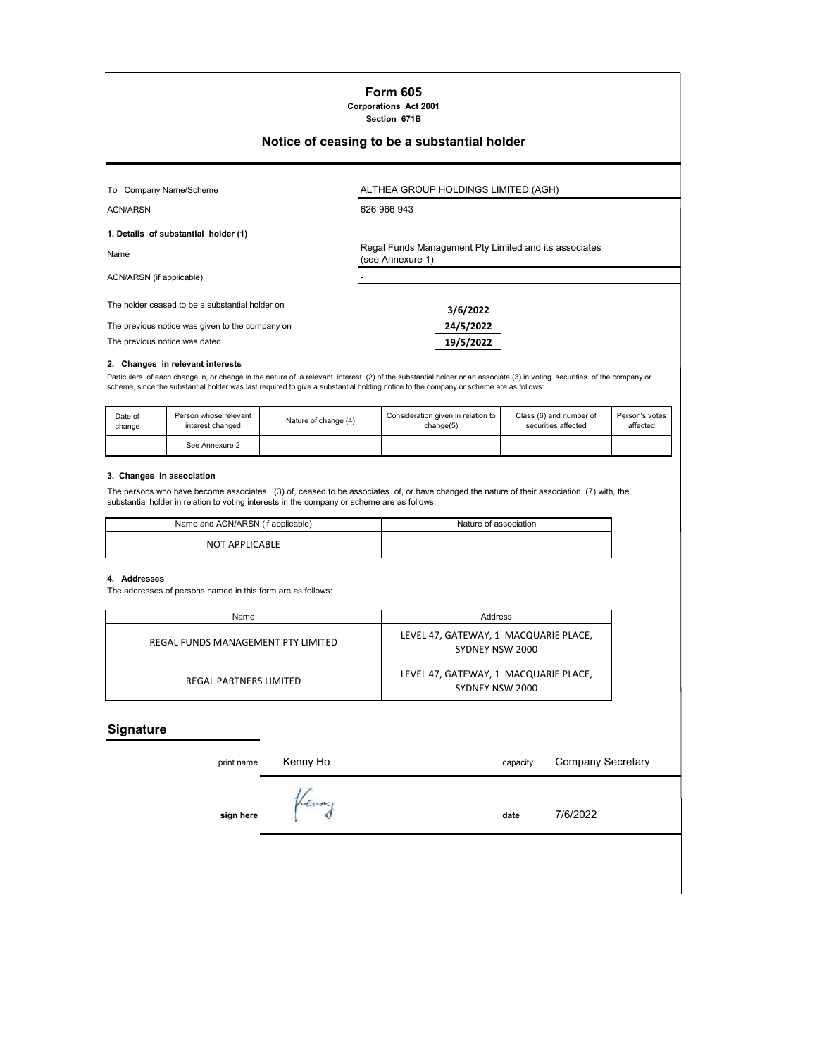# Form 605

**Corporations Act 2001**
**Section 671B**

## Notice of ceasing to be a substantial holder

| | |
|---|---|
| To Company Name/Scheme | ALTHEA GROUP HOLDINGS LIMITED (AGH) |
| ACN/ARSN | 626 966 943 |

**1. Details of substantial holder (1)**

| | |
|---|---|
| Name | Regal Funds Management Pty Limited and its associates (see Annexure 1) |
| ACN/ARSN (if applicable) | - |

| | |
|---|---|
| The holder ceased to be a substantial holder on | 3/6/2022 |
| The previous notice was given to the company on | 24/5/2022 |
| The previous notice was dated | 19/5/2022 |

**2. Changes in relevant interests**

Particulars of each change in, or change in the nature of, a relevant interest (2) of the substantial holder or an associate (3) in voting securities of the company or scheme, since the substantial holder was last required to give a substantial holding notice to the company or scheme are as follows:

| Date of change | Person whose relevant interest changed | Nature of change (4) | Consideration given in relation to change(5) | Class (6) and number of securities affected | Person's votes affected |
|---|---|---|---|---|---|
| | See Annexure 2 | | | | |

**3. Changes in association**

The persons who have become associates (3) of, ceased to be associates of, or have changed the nature of their association (7) with, the substantial holder in relation to voting interests in the company or scheme are as follows:

| Name and ACN/ARSN (if applicable) | Nature of association |
|---|---|
| NOT APPLICABLE | |

**4. Addresses**

The addresses of persons named in this form are as follows:

| Name | Address |
|---|---|
| REGAL FUNDS MANAGEMENT PTY LIMITED | LEVEL 47, GATEWAY, 1 MACQUARIE PLACE, SYDNEY NSW 2000 |
| REGAL PARTNERS LIMITED | LEVEL 47, GATEWAY, 1 MACQUARIE PLACE, SYDNEY NSW 2000 |

## Signature

print name Kenny Ho capacity Company Secretary

sign here Kenny date 7/6/2022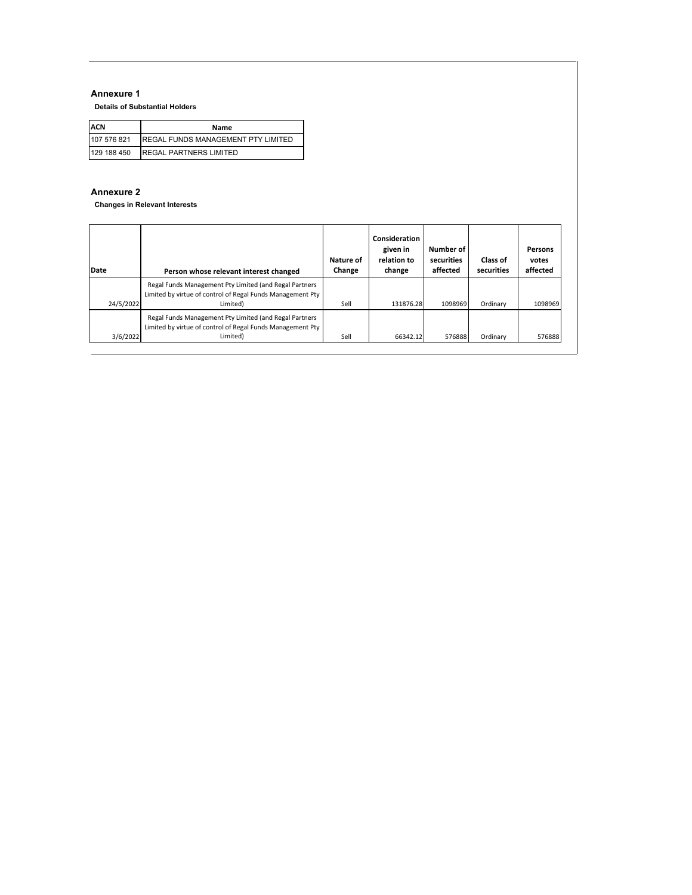## Annexure 1

**Details of Substantial Holders**

| ACN | Name |
|---|---|
| 107 576 821 | REGAL FUNDS MANAGEMENT PTY LIMITED |
| 129 188 450 | REGAL PARTNERS LIMITED |

## Annexure 2

**Changes in Relevant Interests**

| Date | Person whose relevant interest changed | Nature of Change | Consideration given in relation to change | Number of securities affected | Class of securities | Persons votes affected |
|---|---|---|---|---|---|---|
| 24/5/2022 | Regal Funds Management Pty Limited (and Regal Partners Limited by virtue of control of Regal Funds Management Pty Limited) | Sell | 131876.28 | 1098969 | Ordinary | 1098969 |
| 3/6/2022 | Regal Funds Management Pty Limited (and Regal Partners Limited by virtue of control of Regal Funds Management Pty Limited) | Sell | 66342.12 | 576888 | Ordinary | 576888 |